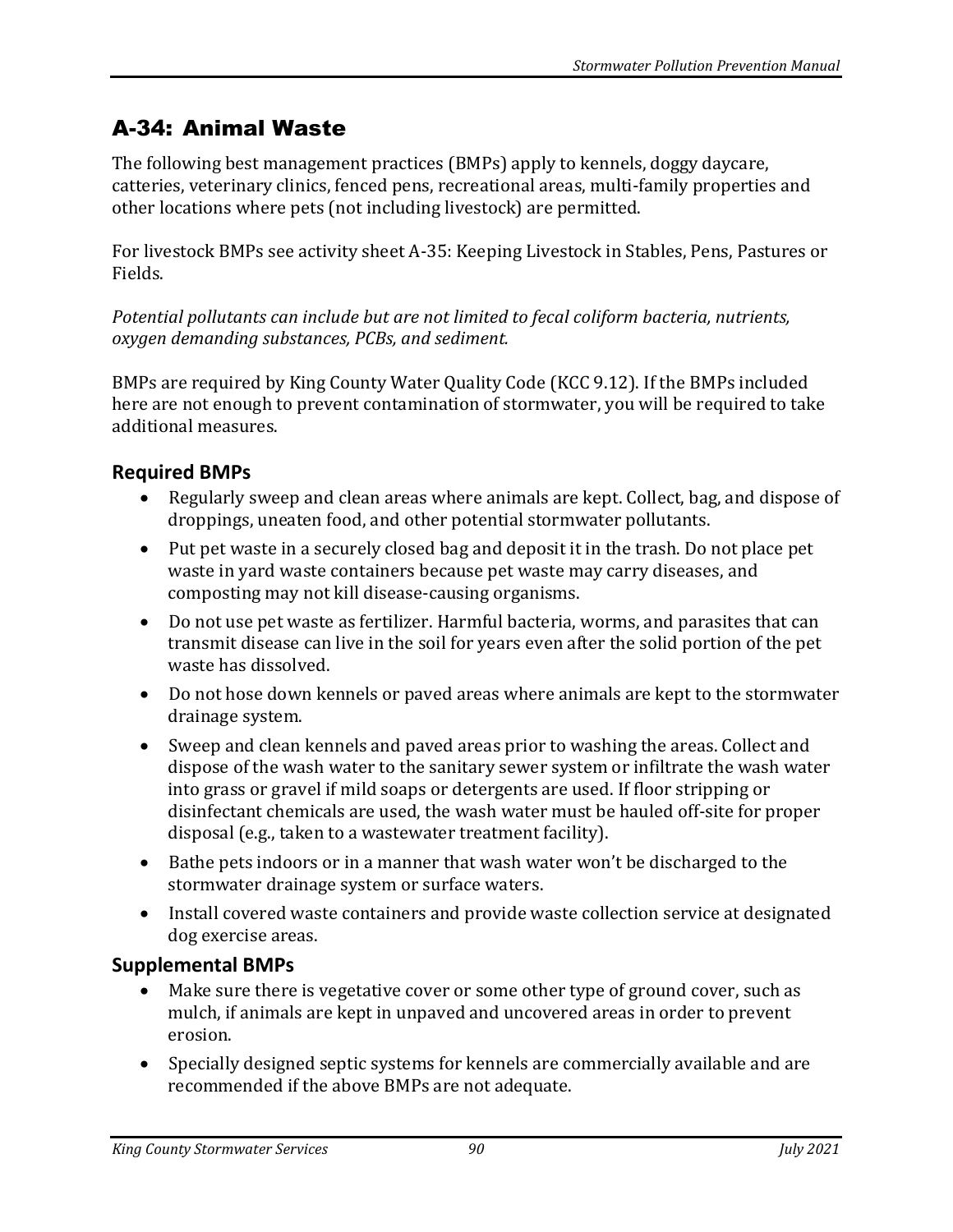## A-34: Animal Waste

The following best management practices (BMPs) apply to kennels, doggy daycare, catteries, veterinary clinics, fenced pens, recreational areas, multi-family properties and other locations where pets (not including livestock) are permitted.

For livestock BMPs see activity sheet A-35: Keeping Livestock in Stables, Pens, Pastures or Fields.

*Potential pollutants can include but are not limited to fecal coliform bacteria, nutrients, oxygen demanding substances, PCBs, and sediment.*

BMPs are required by King County Water Quality Code (KCC 9.12). If the BMPs included here are not enough to prevent contamination of stormwater, you will be required to take additional measures.

### Required BMPs

- Regularly sweep and clean areas where animals are kept. Collect, bag, and dispose of droppings, uneaten food, and other potential stormwater pollutants.
- Put pet waste in a securely closed bag and deposit it in the trash. Do not place pet waste in yard waste containers because pet waste may carry diseases, and composting may not kill disease-causing organisms.
- Do not use pet waste as fertilizer. Harmful bacteria, worms, and parasites that can transmit disease can live in the soil for years even after the solid portion of the pet waste has dissolved.
- Do not hose down kennels or paved areas where animals are kept to the stormwater drainage system.
- Sweep and clean kennels and paved areas prior to washing the areas. Collect and dispose of the wash water to the sanitary sewer system or infiltrate the wash water into grass or gravel if mild soaps or detergents are used. If floor stripping or disinfectant chemicals are used, the wash water must be hauled off-site for proper disposal (e.g., taken to a wastewater treatment facility).
- Bathe pets indoors or in a manner that wash water won't be discharged to the stormwater drainage system or surface waters.
- Install covered waste containers and provide waste collection service at designated dog exercise areas.

### Supplemental BMPs

- Make sure there is vegetative cover or some other type of ground cover, such as mulch, if animals are kept in unpaved and uncovered areas in order to prevent erosion.
- Specially designed septic systems for kennels are commercially available and are recommended if the above BMPs are not adequate.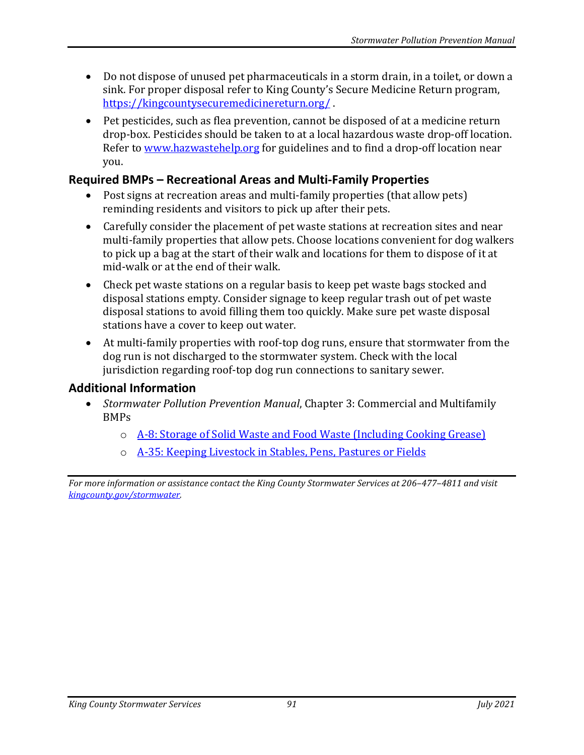- Do not dispose of unused pet pharmaceuticals in a storm drain, in a toilet, or down a sink. For proper disposal refer to King County's Secure Medicine Return program, [https://kingcountysecuremedicinereturn.org/](https://kingcountysecuremedicinereturn.org/) .
- Pet pesticides, such as flea prevention, cannot be disposed of at a medicine return drop-box. Pesticides should be taken to at a local hazardous waste drop-off location. Refer to [www.hazwastehelp.org](http://www.hazwastehelp.org) for guidelines and to find a drop-off location near you.

## Required BMPs – Recreational Areas and Multi-Family Properties

- Post signs at recreation areas and multi-family properties (that allow pets) reminding residents and visitors to pick up after their pets.
- Carefully consider the placement of pet waste stations at recreation sites and near multi-family properties that allow pets. Choose locations convenient for dog walkers to pick up a bag at the start of their walk and locations for them to dispose of it at mid-walk or at the end of their walk.
- Check pet waste stations on a regular basis to keep pet waste bags stocked and disposal stations empty. Consider signage to keep regular trash out of pet waste disposal stations to avoid filling them too quickly. Make sure pet waste disposal stations have a cover to keep out water.
- At multi-family properties with roof-top dog runs, ensure that stormwater from the dog run is not discharged to the stormwater system. Check with the local jurisdiction regarding roof-top dog run connections to sanitary sewer.

## Additional Information

- *Stormwater Pollution Prevention Manual*, Chapter 3: Commercial and Multifamily BMPs
  - A-8: Storage of Solid Waste and Food Waste (Including Cooking Grease)
  - A-35: Keeping Livestock in Stables, Pens, Pastures or Fields

*For more information or assistance contact the King County Stormwater Services at 206–477–4811 and visit [kingcounty.gov/stormwater](http://kingcounty.gov/stormwater).*